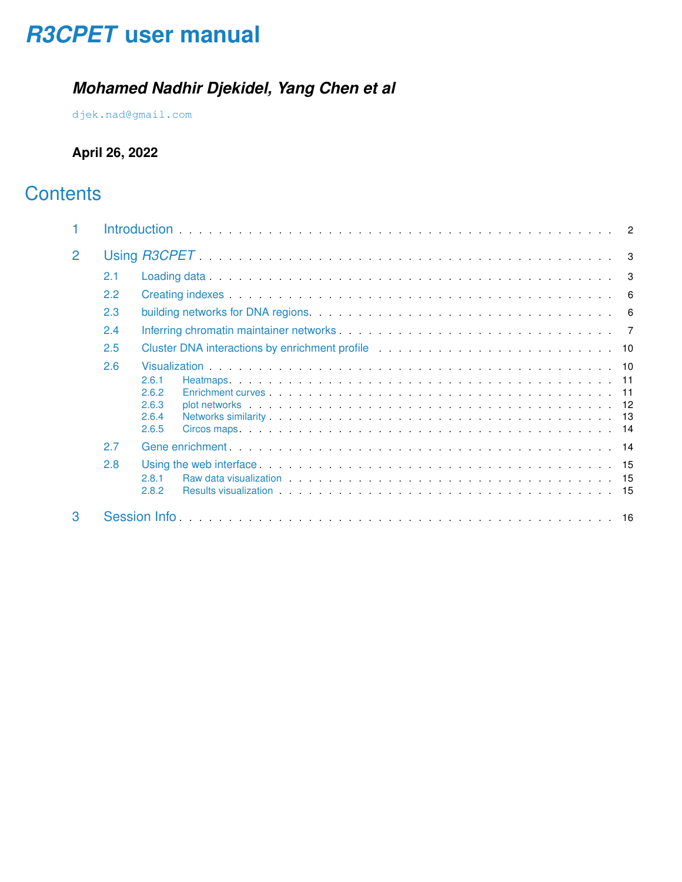# *R3CPET* user manual

***Mohamed Nadhir Djekidel, Yang Chen et al***

djek.nad@gmail.com

**April 26, 2022**

## Contents

1 Introduction . . . . . . . . . . 2

2 Using *R3CPET* . . . . . . . . . . 3

- 2.1 Loading data . . . . . . . . . . 3
- 2.2 Creating indexes . . . . . . . . . . 6
- 2.3 building networks for DNA regions. . . . . . . . . . 6
- 2.4 Inferring chromatin maintainer networks . . . . . . . . . . 7
- 2.5 Cluster DNA interactions by enrichment profile . . . . . . . . . . 10
- 2.6 Visualization . . . . . . . . . . 10
  - 2.6.1 Heatmaps. . . . . . . . . . 11
  - 2.6.2 Enrichment curves . . . . . . . . . . 11
  - 2.6.3 plot networks . . . . . . . . . . 12
  - 2.6.4 Networks similarity . . . . . . . . . . 13
  - 2.6.5 Circos maps. . . . . . . . . . 14
- 2.7 Gene enrichment . . . . . . . . . . 14
- 2.8 Using the web interface . . . . . . . . . . 15
  - 2.8.1 Raw data visualization . . . . . . . . . . 15
  - 2.8.2 Results visualization . . . . . . . . . . 15

3 Session Info . . . . . . . . . . 16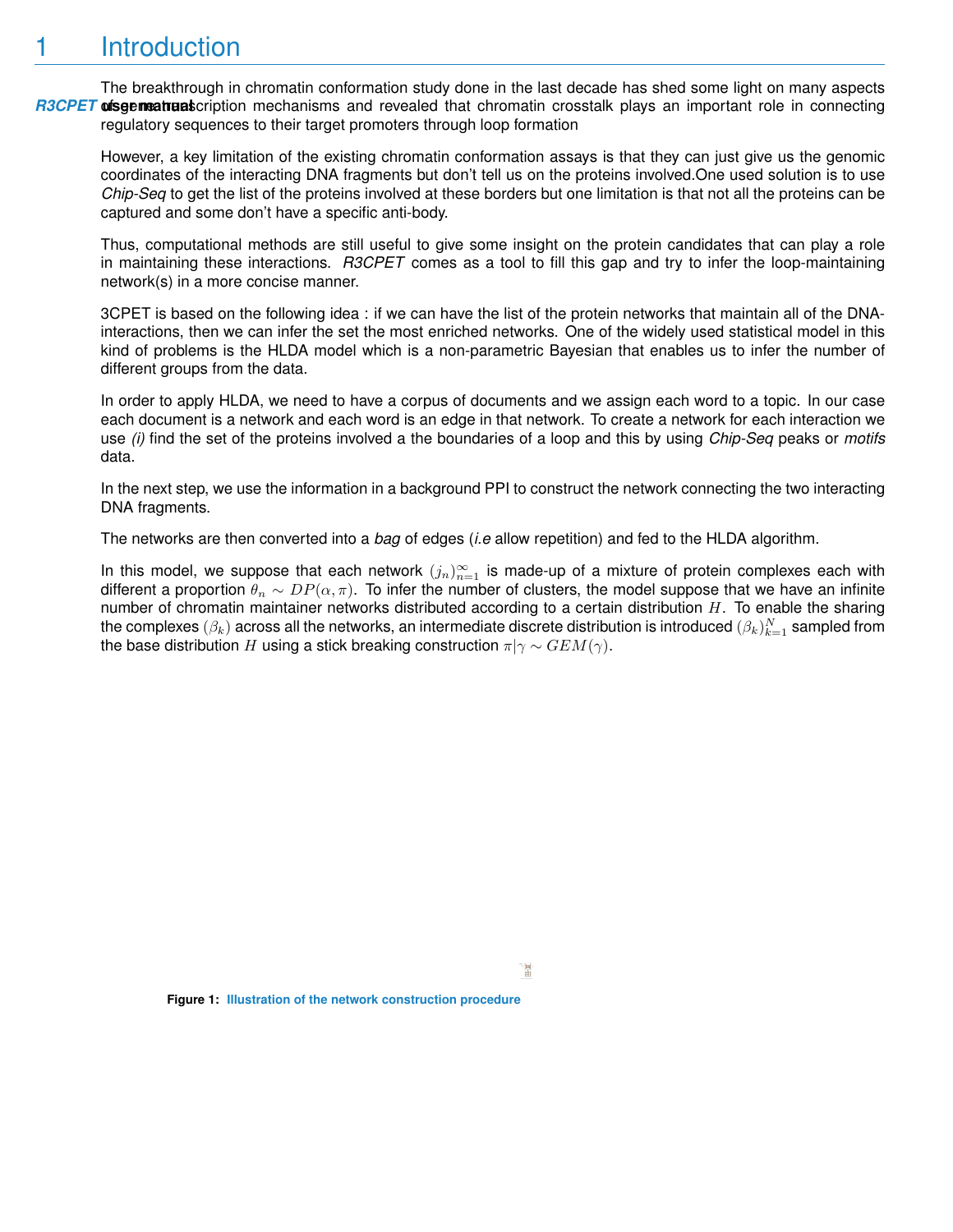# 1 Introduction

The breakthrough in chromatin conformation study done in the last decade has shed some light on many aspects of gene transcription mechanisms and revealed that chromatin crosstalk plays an important role in connecting regulatory sequences to their target promoters through loop formation

However, a key limitation of the existing chromatin conformation assays is that they can just give us the genomic coordinates of the interacting DNA fragments but don't tell us on the proteins involved.One used solution is to use *Chip-Seq* to get the list of the proteins involved at these borders but one limitation is that not all the proteins can be captured and some don't have a specific anti-body.

Thus, computational methods are still useful to give some insight on the protein candidates that can play a role in maintaining these interactions. *R3CPET* comes as a tool to fill this gap and try to infer the loop-maintaining network(s) in a more concise manner.

3CPET is based on the following idea : if we can have the list of the protein networks that maintain all of the DNA-interactions, then we can infer the set the most enriched networks. One of the widely used statistical model in this kind of problems is the HLDA model which is a non-parametric Bayesian that enables us to infer the number of different groups from the data.

In order to apply HLDA, we need to have a corpus of documents and we assign each word to a topic. In our case each document is a network and each word is an edge in that network. To create a network for each interaction we use *(i)* find the set of the proteins involved a the boundaries of a loop and this by using *Chip-Seq* peaks or *motifs* data.

In the next step, we use the information in a background PPI to construct the network connecting the two interacting DNA fragments.

The networks are then converted into a *bag* of edges (*i.e* allow repetition) and fed to the HLDA algorithm.

In this model, we suppose that each network $(j_n)_{n=1}^{\infty}$ is made-up of a mixture of protein complexes each with different a proportion $\theta_n \sim DP(\alpha, \pi)$. To infer the number of clusters, the model suppose that we have an infinite number of chromatin maintainer networks distributed according to a certain distribution $H$. To enable the sharing the complexes $(\beta_k)$ across all the networks, an intermediate discrete distribution is introduced $(\beta_k)_{k=1}^{N}$ sampled from the base distribution $H$ using a stick breaking construction $\pi|\gamma \sim GEM(\gamma)$.

**Figure 1:** Illustration of the network construction procedure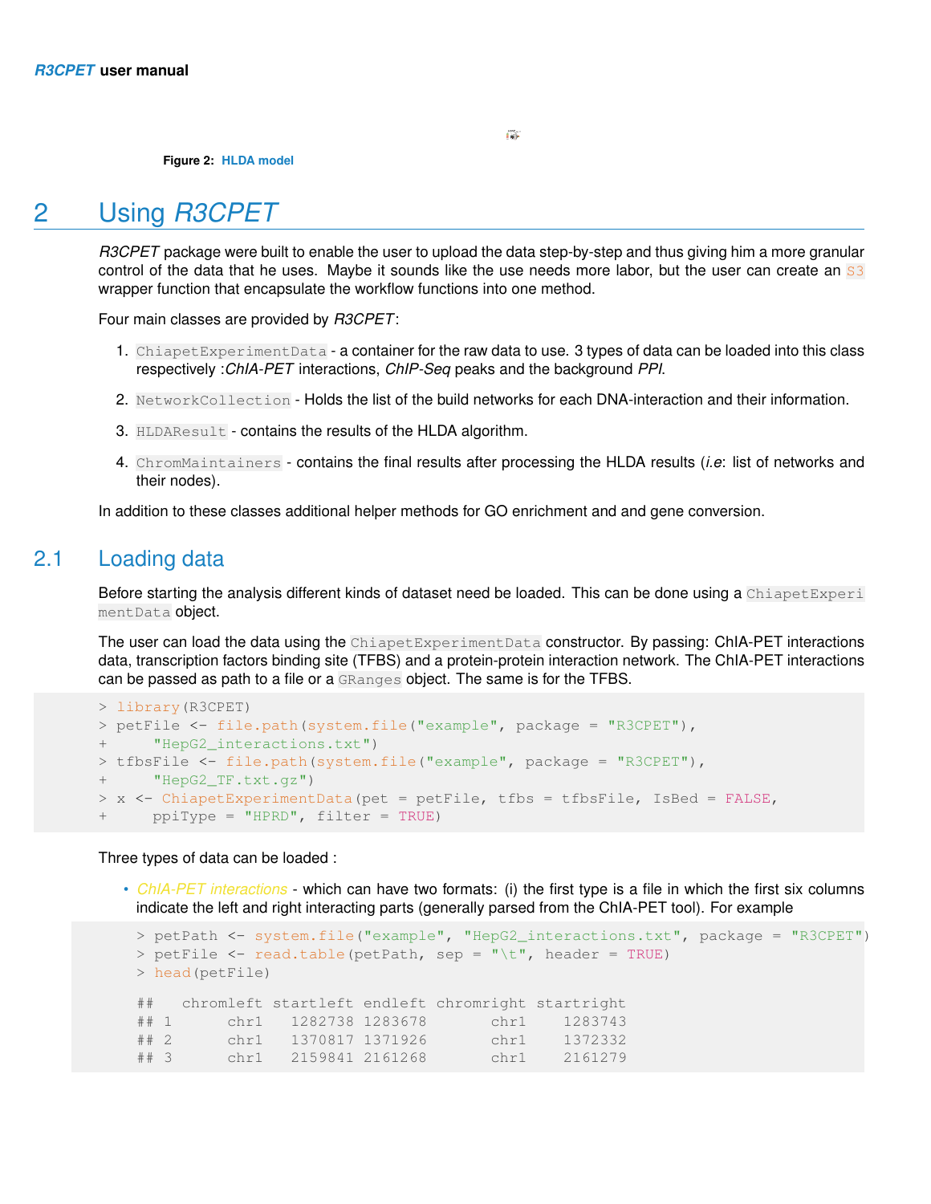Figure 2: HLDA model

# 2 Using *R3CPET*

*R3CPET* package were built to enable the user to upload the data step-by-step and thus giving him a more granular control of the data that he uses. Maybe it sounds like the use needs more labor, but the user can create an `S3` wrapper function that encapsulate the workflow functions into one method.

Four main classes are provided by *R3CPET*:

1. `ChiapetExperimentData` - a container for the raw data to use. 3 types of data can be loaded into this class respectively :*ChIA-PET* interactions, *ChIP-Seq* peaks and the background *PPI*.
2. `NetworkCollection` - Holds the list of the build networks for each DNA-interaction and their information.
3. `HLDAResult` - contains the results of the HLDA algorithm.
4. `ChromMaintainers` - contains the final results after processing the HLDA results (*i.e*: list of networks and their nodes).

In addition to these classes additional helper methods for GO enrichment and and gene conversion.

## 2.1 Loading data

Before starting the analysis different kinds of dataset need be loaded. This can be done using a `ChiapetExperimentData` object.

The user can load the data using the `ChiapetExperimentData` constructor. By passing: ChIA-PET interactions data, transcription factors binding site (TFBS) and a protein-protein interaction network. The ChIA-PET interactions can be passed as path to a file or a `GRanges` object. The same is for the TFBS.

```
> library(R3CPET)
> petFile <- file.path(system.file("example", package = "R3CPET"),
+     "HepG2_interactions.txt")
> tfbsFile <- file.path(system.file("example", package = "R3CPET"),
+     "HepG2_TF.txt.gz")
> x <- ChiapetExperimentData(pet = petFile, tfbs = tfbsFile, IsBed = FALSE,
+     ppiType = "HPRD", filter = TRUE)
```

Three types of data can be loaded :

- *ChIA-PET interactions* - which can have two formats: (i) the first type is a file in which the first six columns indicate the left and right interacting parts (generally parsed from the ChIA-PET tool). For example

```
> petPath <- system.file("example", "HepG2_interactions.txt", package = "R3CPET")
> petFile <- read.table(petPath, sep = "\t", header = TRUE)
> head(petFile)

##   chromleft startleft endleft chromright startright
## 1      chr1   1282738 1283678       chr1    1283743
## 2      chr1   1370817 1371926       chr1    1372332
## 3      chr1   2159841 2161268       chr1    2161279
```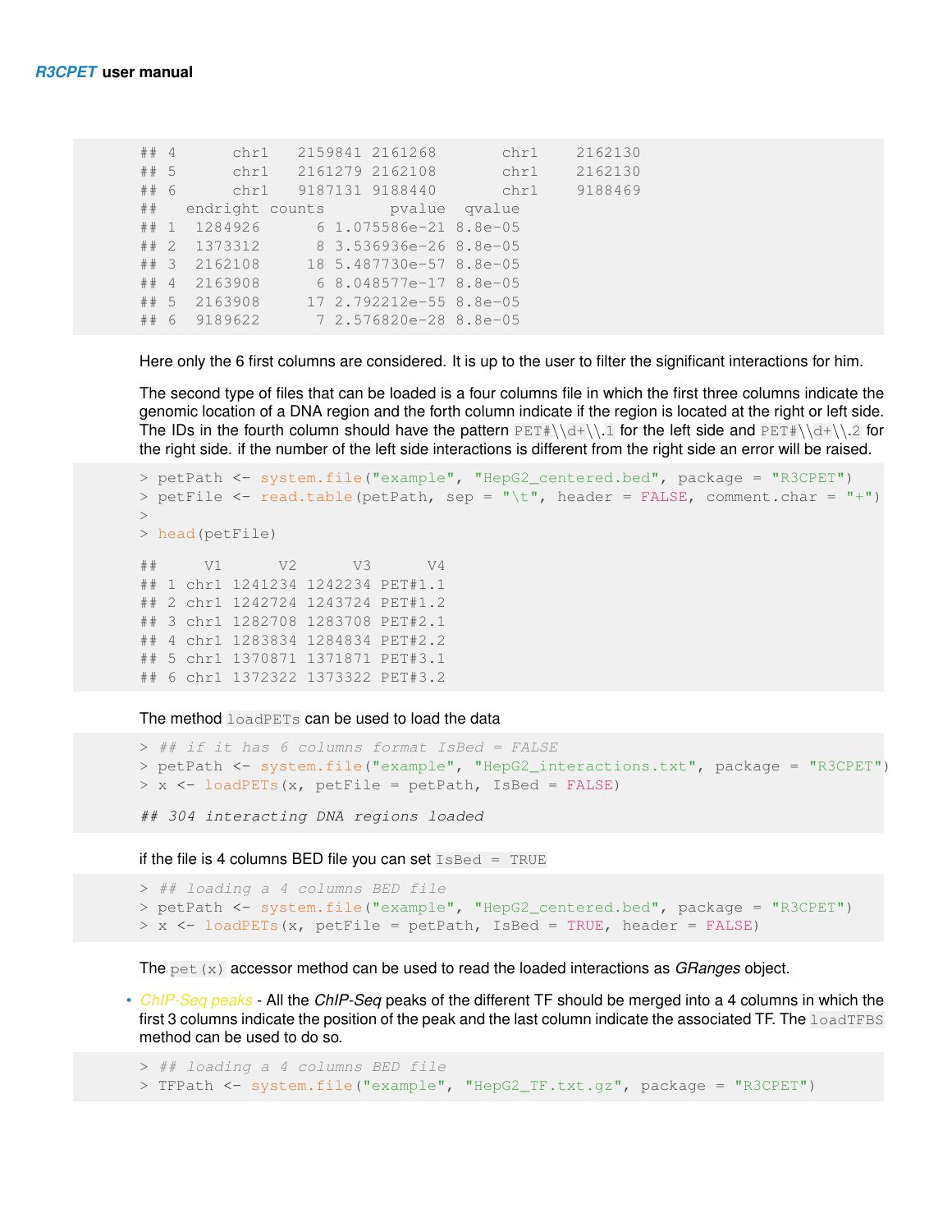```
## 4      chr1   2159841 2161268       chr1    2162130
## 5      chr1   2161279 2162108       chr1    2162130
## 6      chr1   9187131 9188440       chr1    9188469
##   endright counts       pvalue  qvalue
## 1  1284926      6 1.075586e-21 8.8e-05
## 2  1373312      8 3.536936e-26 8.8e-05
## 3  2162108     18 5.487730e-57 8.8e-05
## 4  2163908      6 8.048577e-17 8.8e-05
## 5  2163908     17 2.792212e-55 8.8e-05
## 6  9189622      7 2.576820e-28 8.8e-05
```

Here only the 6 first columns are considered. It is up to the user to filter the significant interactions for him.

The second type of files that can be loaded is a four columns file in which the first three columns indicate the genomic location of a DNA region and the forth column indicate if the region is located at the right or left side. The IDs in the fourth column should have the pattern `PET#\\d+\\.1` for the left side and `PET#\\d+\\.2` for the right side. if the number of the left side interactions is different from the right side an error will be raised.

```
> petPath <- system.file("example", "HepG2_centered.bed", package = "R3CPET")
> petFile <- read.table(petPath, sep = "\t", header = FALSE, comment.char = "+")
>
> head(petFile)

##     V1      V2      V3      V4
## 1 chr1 1241234 1242234 PET#1.1
## 2 chr1 1242724 1243724 PET#1.2
## 3 chr1 1282708 1283708 PET#2.1
## 4 chr1 1283834 1284834 PET#2.2
## 5 chr1 1370871 1371871 PET#3.1
## 6 chr1 1372322 1373322 PET#3.2
```

The method `loadPETs` can be used to load the data

```
> ## if it has 6 columns format IsBed = FALSE
> petPath <- system.file("example", "HepG2_interactions.txt", package = "R3CPET")
> x <- loadPETs(x, petFile = petPath, IsBed = FALSE)

## 304 interacting DNA regions loaded
```

if the file is 4 columns BED file you can set `IsBed = TRUE`

```
> ## loading a 4 columns BED file
> petPath <- system.file("example", "HepG2_centered.bed", package = "R3CPET")
> x <- loadPETs(x, petFile = petPath, IsBed = TRUE, header = FALSE)
```

The `pet(x)` accessor method can be used to read the loaded interactions as *GRanges* object.

- *ChIP-Seq peaks* - All the *ChIP-Seq* peaks of the different TF should be merged into a 4 columns in which the first 3 columns indicate the position of the peak and the last column indicate the associated TF. The `loadTFBS` method can be used to do so.

```
> ## loading a 4 columns BED file
> TFPath <- system.file("example", "HepG2_TF.txt.gz", package = "R3CPET")
```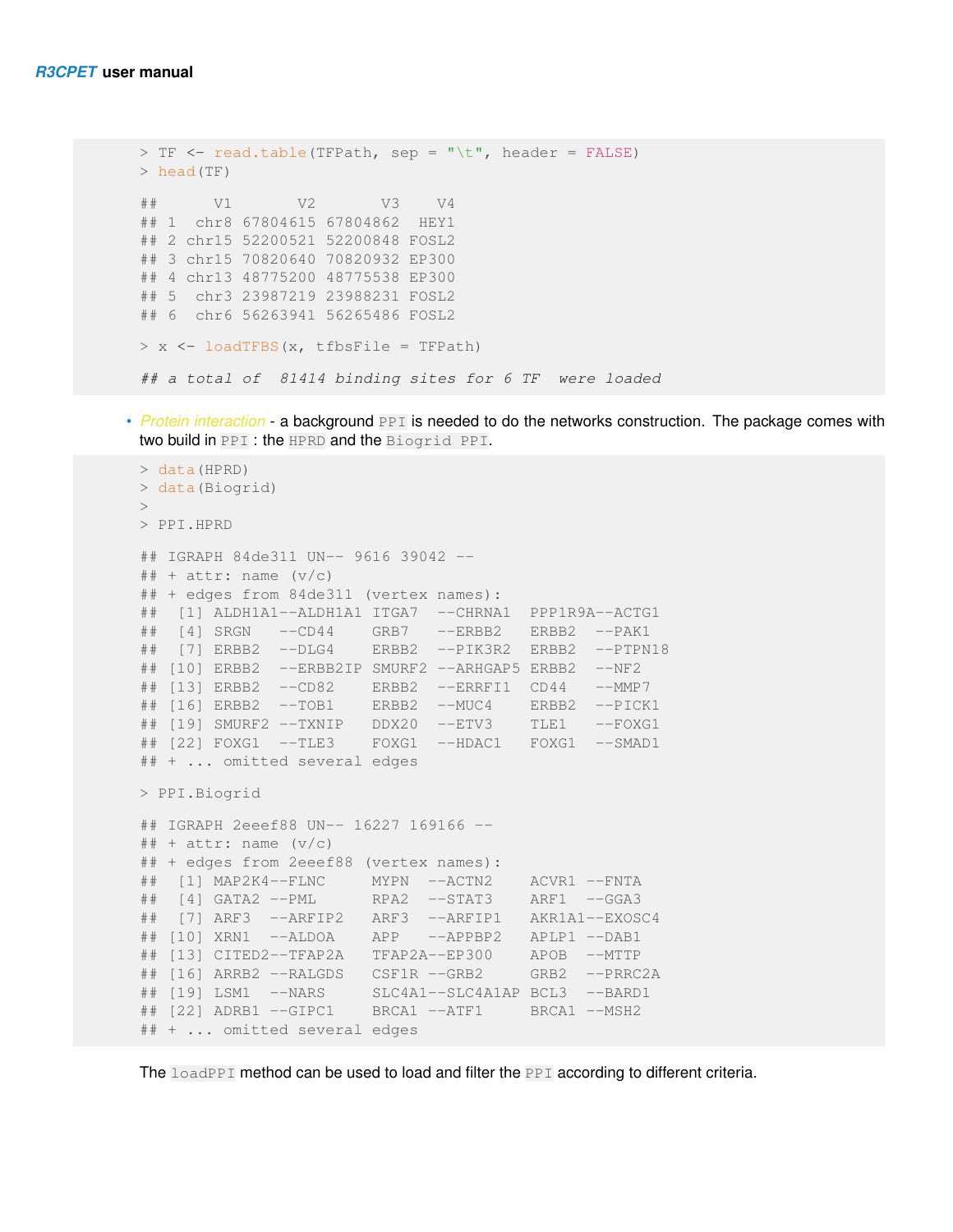```
> TF <- read.table(TFPath, sep = "\t", header = FALSE)
> head(TF)

##      V1       V2       V3    V4
## 1  chr8 67804615 67804862  HEY1
## 2 chr15 52200521 52200848 FOSL2
## 3 chr15 70820640 70820932 EP300
## 4 chr13 48775200 48775538 EP300
## 5  chr3 23987219 23988231 FOSL2
## 6  chr6 56263941 56265486 FOSL2

> x <- loadTFBS(x, tfbsFile = TFPath)

## a total of  81414 binding sites for 6 TF  were loaded
```

- *Protein interaction* - a background `PPI` is needed to do the networks construction. The package comes with two build in `PPI` : the `HPRD` and the `Biogrid PPI`.

```
> data(HPRD)
> data(Biogrid)
>
> PPI.HPRD

## IGRAPH 84de311 UN-- 9616 39042 --
## + attr: name (v/c)
## + edges from 84de311 (vertex names):
##  [1] ALDH1A1--ALDH1A1 ITGA7  --CHRNA1  PPP1R9A--ACTG1
##  [4] SRGN   --CD44    GRB7   --ERBB2   ERBB2  --PAK1
##  [7] ERBB2  --DLG4    ERBB2  --PIK3R2  ERBB2  --PTPN18
## [10] ERBB2  --ERBB2IP SMURF2 --ARHGAP5 ERBB2  --NF2
## [13] ERBB2  --CD82    ERBB2  --ERRFI1  CD44   --MMP7
## [16] ERBB2  --TOB1    ERBB2  --MUC4    ERBB2  --PICK1
## [19] SMURF2 --TXNIP   DDX20  --ETV3    TLE1   --FOXG1
## [22] FOXG1  --TLE3    FOXG1  --HDAC1   FOXG1  --SMAD1
## + ... omitted several edges

> PPI.Biogrid

## IGRAPH 2eeef88 UN-- 16227 169166 --
## + attr: name (v/c)
## + edges from 2eeef88 (vertex names):
##  [1] MAP2K4--FLNC     MYPN  --ACTN2    ACVR1 --FNTA
##  [4] GATA2 --PML      RPA2  --STAT3    ARF1  --GGA3
##  [7] ARF3  --ARFIP2   ARF3  --ARFIP1   AKR1A1--EXOSC4
## [10] XRN1  --ALDOA    APP   --APPBP2   APLP1 --DAB1
## [13] CITED2--TFAP2A   TFAP2A--EP300    APOB  --MTTP
## [16] ARRB2 --RALGDS   CSF1R --GRB2     GRB2  --PRRC2A
## [19] LSM1  --NARS     SLC4A1--SLC4A1AP BCL3  --BARD1
## [22] ADRB1 --GIPC1    BRCA1 --ATF1     BRCA1 --MSH2
## + ... omitted several edges
```

The `loadPPI` method can be used to load and filter the `PPI` according to different criteria.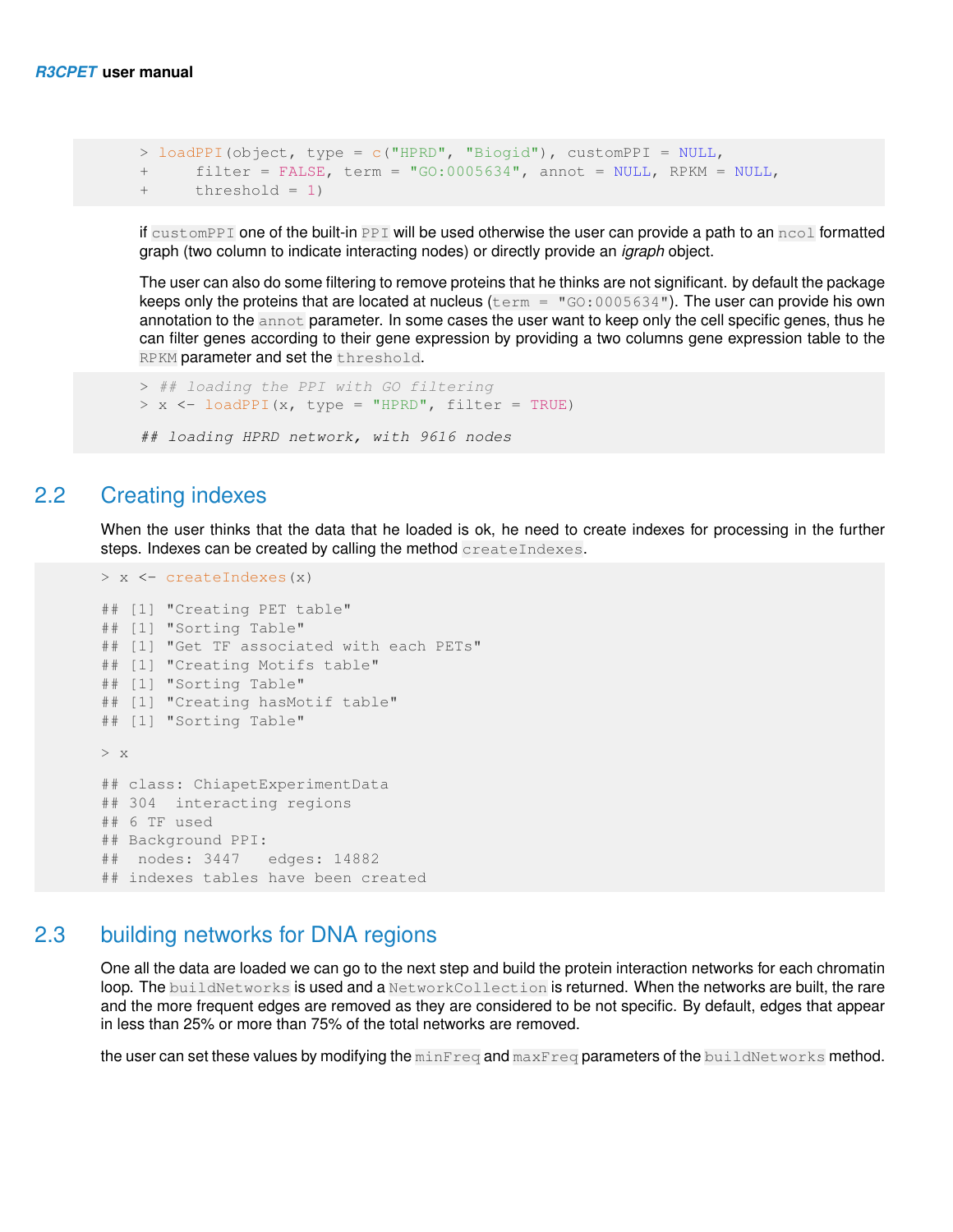```
> loadPPI(object, type = c("HPRD", "Biogid"), customPPI = NULL,
+     filter = FALSE, term = "GO:0005634", annot = NULL, RPKM = NULL,
+     threshold = 1)
```

if `customPPI` one of the built-in `PPI` will be used otherwise the user can provide a path to an `ncol` formatted graph (two column to indicate interacting nodes) or directly provide an *igraph* object.

The user can also do some filtering to remove proteins that he thinks are not significant. by default the package keeps only the proteins that are located at nucleus (`term = "GO:0005634"`). The user can provide his own annotation to the `annot` parameter. In some cases the user want to keep only the cell specific genes, thus he can filter genes according to their gene expression by providing a two columns gene expression table to the `RPKM` parameter and set the `threshold`.

```
> ## loading the PPI with GO filtering
> x <- loadPPI(x, type = "HPRD", filter = TRUE)

## loading HPRD network, with 9616 nodes
```

## 2.2 Creating indexes

When the user thinks that the data that he loaded is ok, he need to create indexes for processing in the further steps. Indexes can be created by calling the method `createIndexes`.

```
> x <- createIndexes(x)

## [1] "Creating PET table"
## [1] "Sorting Table"
## [1] "Get TF associated with each PETs"
## [1] "Creating Motifs table"
## [1] "Sorting Table"
## [1] "Creating hasMotif table"
## [1] "Sorting Table"

> x

## class: ChiapetExperimentData
## 304  interacting regions
## 6 TF used
## Background PPI:
##  nodes: 3447   edges: 14882
## indexes tables have been created
```

## 2.3 building networks for DNA regions

One all the data are loaded we can go to the next step and build the protein interaction networks for each chromatin loop. The `buildNetworks` is used and a `NetworkCollection` is returned. When the networks are built, the rare and the more frequent edges are removed as they are considered to be not specific. By default, edges that appear in less than 25% or more than 75% of the total networks are removed.

the user can set these values by modifying the `minFreq` and `maxFreq` parameters of the `buildNetworks` method.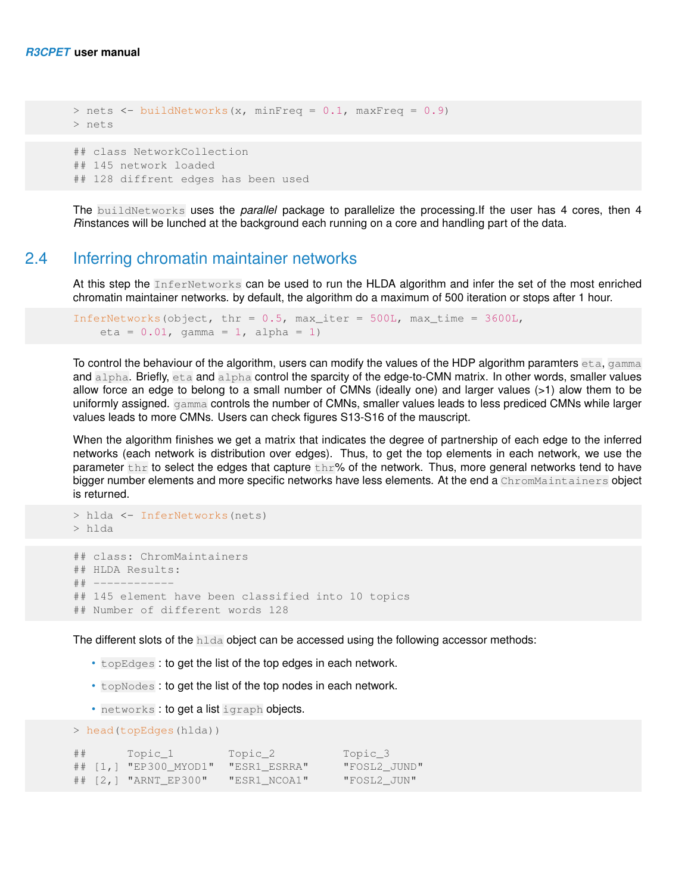```
> nets <- buildNetworks(x, minFreq = 0.1, maxFreq = 0.9)
> nets
```

```
## class NetworkCollection
## 145 network loaded
## 128 diffrent edges has been used
```

The `buildNetworks` uses the *parallel* package to parallelize the processing.If the user has 4 cores, then 4 *R*instances will be lunched at the background each running on a core and handling part of the data.

## 2.4 Inferring chromatin maintainer networks

At this step the `InferNetworks` can be used to run the HLDA algorithm and infer the set of the most enriched chromatin maintainer networks. by default, the algorithm do a maximum of 500 iteration or stops after 1 hour.

```
InferNetworks(object, thr = 0.5, max_iter = 500L, max_time = 3600L,
    eta = 0.01, gamma = 1, alpha = 1)
```

To control the behaviour of the algorithm, users can modify the values of the HDP algorithm paramters `eta`, `gamma` and `alpha`. Briefly, `eta` and `alpha` control the sparcity of the edge-to-CMN matrix. In other words, smaller values allow force an edge to belong to a small number of CMNs (ideally one) and larger values (>1) alow them to be uniformly assigned. `gamma` controls the number of CMNs, smaller values leads to less prediced CMNs while larger values leads to more CMNs. Users can check figures S13-S16 of the mauscript.

When the algorithm finishes we get a matrix that indicates the degree of partnership of each edge to the inferred networks (each network is distribution over edges). Thus, to get the top elements in each network, we use the parameter `thr` to select the edges that capture `thr`% of the network. Thus, more general networks tend to have bigger number elements and more specific networks have less elements. At the end a `ChromMaintainers` object is returned.

```
> hlda <- InferNetworks(nets)
> hlda
```

```
## class: ChromMaintainers
## HLDA Results:
## ------------
## 145 element have been classified into 10 topics
## Number of different words 128
```

The different slots of the `hlda` object can be accessed using the following accessor methods:

- `topEdges` : to get the list of the top edges in each network.
- `topNodes` : to get the list of the top nodes in each network.
- `networks` : to get a list `igraph` objects.

```
> head(topEdges(hlda))

##      Topic_1       Topic_2        Topic_3
## [1,] "EP300_MYOD1" "ESR1_ESRRA"   "FOSL2_JUND"
## [2,] "ARNT_EP300"  "ESR1_NCOA1"   "FOSL2_JUN"
```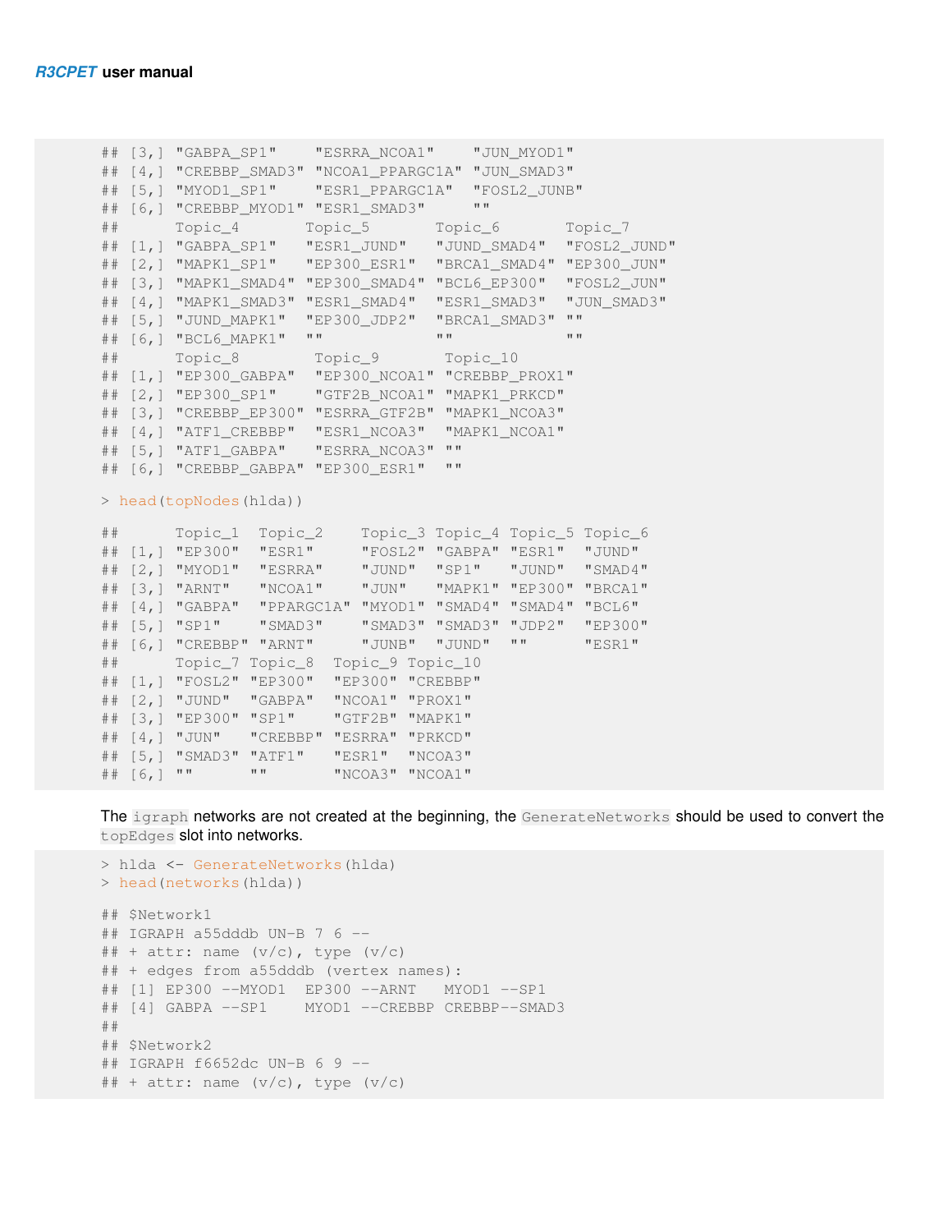```
## [3,] "GABPA_SP1"    "ESRRA_NCOA1"    "JUN_MYOD1"
## [4,] "CREBBP_SMAD3" "NCOA1_PPARGC1A" "JUN_SMAD3"
## [5,] "MYOD1_SP1"    "ESR1_PPARGC1A"  "FOSL2_JUNB"
## [6,] "CREBBP_MYOD1" "ESR1_SMAD3"     ""
##      Topic_4       Topic_5       Topic_6       Topic_7
## [1,] "GABPA_SP1"   "ESR1_JUND"   "JUND_SMAD4"  "FOSL2_JUND"
## [2,] "MAPK1_SP1"   "EP300_ESR1"  "BRCA1_SMAD4" "EP300_JUN"
## [3,] "MAPK1_SMAD4" "EP300_SMAD4" "BCL6_EP300"  "FOSL2_JUN"
## [4,] "MAPK1_SMAD3" "ESR1_SMAD4"  "ESR1_SMAD3"  "JUN_SMAD3"
## [5,] "JUND_MAPK1"  "EP300_JDP2"  "BRCA1_SMAD3" ""
## [6,] "BCL6_MAPK1"  ""            ""            ""
##      Topic_8        Topic_9       Topic_10
## [1,] "EP300_GABPA"  "EP300_NCOA1" "CREBBP_PROX1"
## [2,] "EP300_SP1"    "GTF2B_NCOA1" "MAPK1_PRKCD"
## [3,] "CREBBP_EP300" "ESRRA_GTF2B" "MAPK1_NCOA3"
## [4,] "ATF1_CREBBP"  "ESR1_NCOA3"  "MAPK1_NCOA1"
## [5,] "ATF1_GABPA"   "ESRRA_NCOA3" ""
## [6,] "CREBBP_GABPA" "EP300_ESR1"  ""
```

```
> head(topNodes(hlda))
```

```
##      Topic_1  Topic_2    Topic_3 Topic_4 Topic_5 Topic_6
## [1,] "EP300"  "ESR1"     "FOSL2" "GABPA" "ESR1"  "JUND"
## [2,] "MYOD1"  "ESRRA"    "JUND"  "SP1"   "JUND"  "SMAD4"
## [3,] "ARNT"   "NCOA1"    "JUN"   "MAPK1" "EP300" "BRCA1"
## [4,] "GABPA"  "PPARGC1A" "MYOD1" "SMAD4" "SMAD4" "BCL6"
## [5,] "SP1"    "SMAD3"    "SMAD3" "SMAD3" "JDP2"  "EP300"
## [6,] "CREBBP" "ARNT"     "JUNB"  "JUND"  ""      "ESR1"
##      Topic_7 Topic_8  Topic_9 Topic_10
## [1,] "FOSL2" "EP300"  "EP300" "CREBBP"
## [2,] "JUND"  "GABPA"  "NCOA1" "PROX1"
## [3,] "EP300" "SP1"    "GTF2B" "MAPK1"
## [4,] "JUN"   "CREBBP" "ESRRA" "PRKCD"
## [5,] "SMAD3" "ATF1"   "ESR1"  "NCOA3"
## [6,] ""      ""       "NCOA3" "NCOA1"
```

The igraph networks are not created at the beginning, the GenerateNetworks should be used to convert the topEdges slot into networks.

```
> hlda <- GenerateNetworks(hlda)
> head(networks(hlda))

## $Network1
## IGRAPH a55dddb UN-B 7 6 --
## + attr: name (v/c), type (v/c)
## + edges from a55dddb (vertex names):
## [1] EP300 --MYOD1  EP300 --ARNT   MYOD1 --SP1
## [4] GABPA --SP1    MYOD1 --CREBBP CREBBP--SMAD3
##
## $Network2
## IGRAPH f6652dc UN-B 6 9 --
## + attr: name (v/c), type (v/c)
```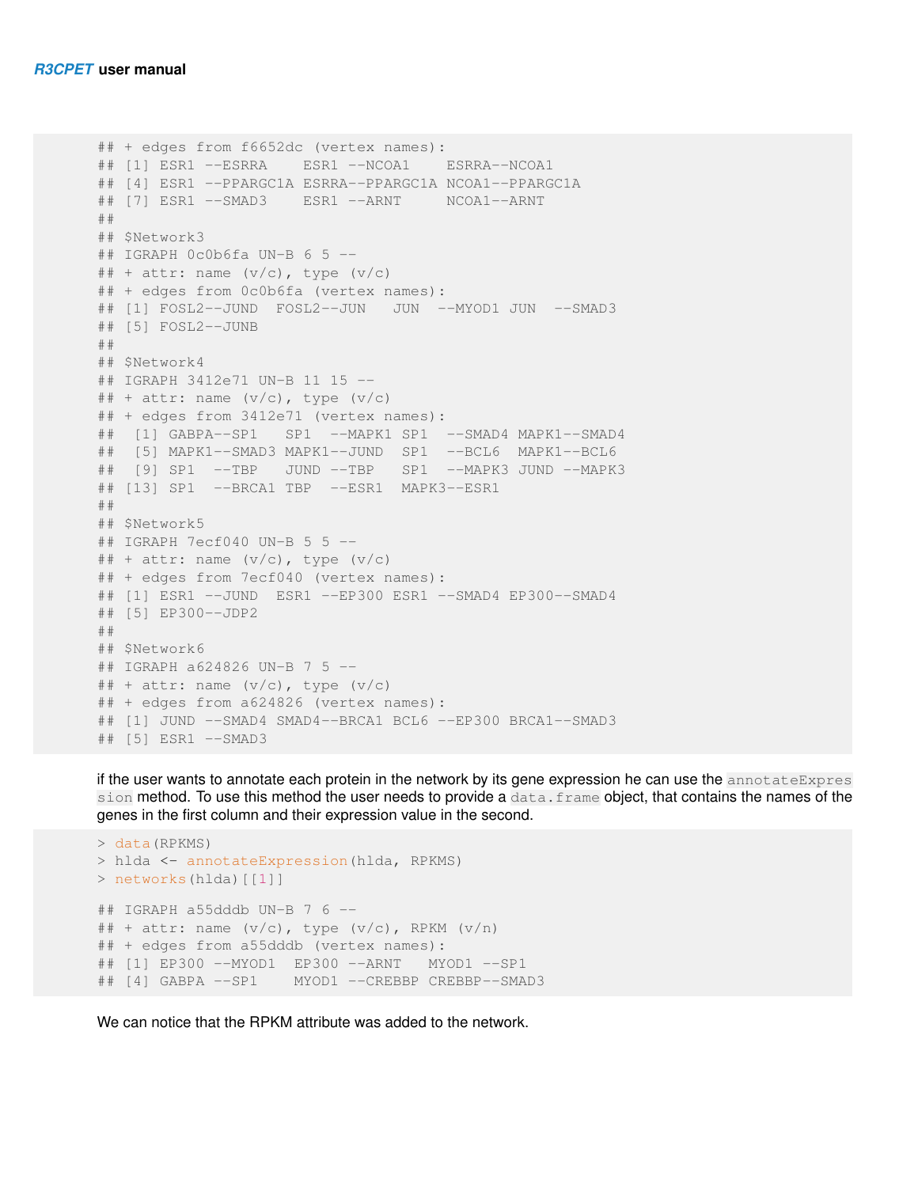```
## + edges from f6652dc (vertex names):
## [1] ESR1 --ESRRA    ESR1 --NCOA1    ESRRA--NCOA1
## [4] ESR1 --PPARGC1A ESRRA--PPARGC1A NCOA1--PPARGC1A
## [7] ESR1 --SMAD3    ESR1 --ARNT     NCOA1--ARNT
##
## $Network3
## IGRAPH 0c0b6fa UN-B 6 5 --
## + attr: name (v/c), type (v/c)
## + edges from 0c0b6fa (vertex names):
## [1] FOSL2--JUND  FOSL2--JUN   JUN  --MYOD1 JUN  --SMAD3
## [5] FOSL2--JUNB
##
## $Network4
## IGRAPH 3412e71 UN-B 11 15 --
## + attr: name (v/c), type (v/c)
## + edges from 3412e71 (vertex names):
##  [1] GABPA--SP1   SP1  --MAPK1 SP1  --SMAD4 MAPK1--SMAD4
##  [5] MAPK1--SMAD3 MAPK1--JUND  SP1  --BCL6  MAPK1--BCL6
##  [9] SP1  --TBP   JUND --TBP   SP1  --MAPK3 JUND --MAPK3
## [13] SP1  --BRCA1 TBP  --ESR1  MAPK3--ESR1
##
## $Network5
## IGRAPH 7ecf040 UN-B 5 5 --
## + attr: name (v/c), type (v/c)
## + edges from 7ecf040 (vertex names):
## [1] ESR1 --JUND  ESR1 --EP300 ESR1 --SMAD4 EP300--SMAD4
## [5] EP300--JDP2
##
## $Network6
## IGRAPH a624826 UN-B 7 5 --
## + attr: name (v/c), type (v/c)
## + edges from a624826 (vertex names):
## [1] JUND --SMAD4 SMAD4--BRCA1 BCL6 --EP300 BRCA1--SMAD3
## [5] ESR1 --SMAD3
```

if the user wants to annotate each protein in the network by its gene expression he can use the `annotateExpression` method. To use this method the user needs to provide a `data.frame` object, that contains the names of the genes in the first column and their expression value in the second.

```
> data(RPKMS)
> hlda <- annotateExpression(hlda, RPKMS)
> networks(hlda)[[1]]

## IGRAPH a55dddb UN-B 7 6 --
## + attr: name (v/c), type (v/c), RPKM (v/n)
## + edges from a55dddb (vertex names):
## [1] EP300 --MYOD1  EP300 --ARNT   MYOD1 --SP1
## [4] GABPA --SP1    MYOD1 --CREBBP CREBBP--SMAD3
```

We can notice that the RPKM attribute was added to the network.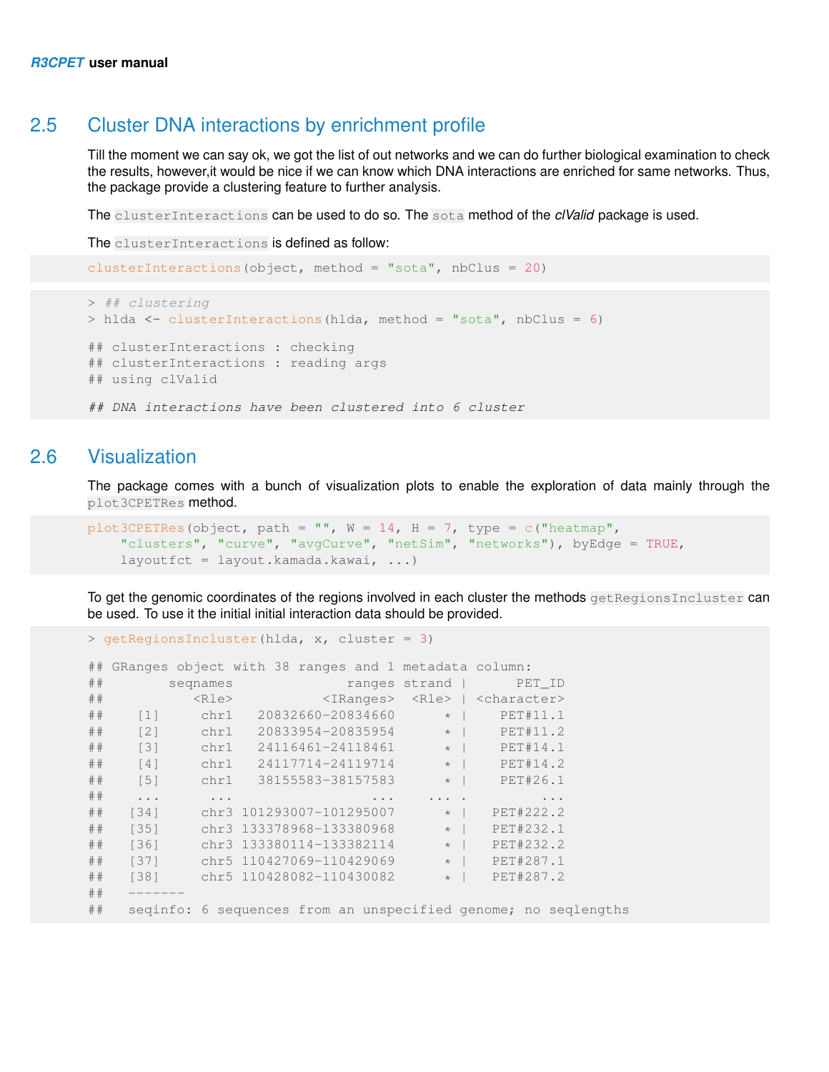## 2.5 Cluster DNA interactions by enrichment profile

Till the moment we can say ok, we got the list of out networks and we can do further biological examination to check the results, however,it would be nice if we can know which DNA interactions are enriched for same networks. Thus, the package provide a clustering feature to further analysis.

The `clusterInteractions` can be used to do so. The `sota` method of the *clValid* package is used.

The `clusterInteractions` is defined as follow:

```
clusterInteractions(object, method = "sota", nbClus = 20)
```

```
> ## clustering
> hlda <- clusterInteractions(hlda, method = "sota", nbClus = 6)

## clusterInteractions : checking
## clusterInteractions : reading args
## using clValid

## DNA interactions have been clustered into 6 cluster
```

## 2.6 Visualization

The package comes with a bunch of visualization plots to enable the exploration of data mainly through the `plot3CPETRes` method.

```
plot3CPETRes(object, path = "", W = 14, H = 7, type = c("heatmap",
    "clusters", "curve", "avgCurve", "netSim", "networks"), byEdge = TRUE,
    layoutfct = layout.kamada.kawai, ...)
```

To get the genomic coordinates of the regions involved in each cluster the methods `getRegionsIncluster` can be used. To use it the initial initial interaction data should be provided.

```
> getRegionsIncluster(hlda, x, cluster = 3)

## GRanges object with 38 ranges and 1 metadata column:
##        seqnames               ranges strand |      PET_ID
##           <Rle>            <IRanges>  <Rle> | <character>
##    [1]     chr1   20832660-20834660      * |    PET#11.1
##    [2]     chr1   20833954-20835954      * |    PET#11.2
##    [3]     chr1   24116461-24118461      * |    PET#14.1
##    [4]     chr1   24117714-24119714      * |    PET#14.2
##    [5]     chr1   38155583-38157583      * |    PET#26.1
##    ...      ...                  ...    ... .         ...
##   [34]     chr3 101293007-101295007      * |   PET#222.2
##   [35]     chr3 133378968-133380968      * |   PET#232.1
##   [36]     chr3 133380114-133382114      * |   PET#232.2
##   [37]     chr5 110427069-110429069      * |   PET#287.1
##   [38]     chr5 110428082-110430082      * |   PET#287.2
##   -------
##   seqinfo: 6 sequences from an unspecified genome; no seqlengths
```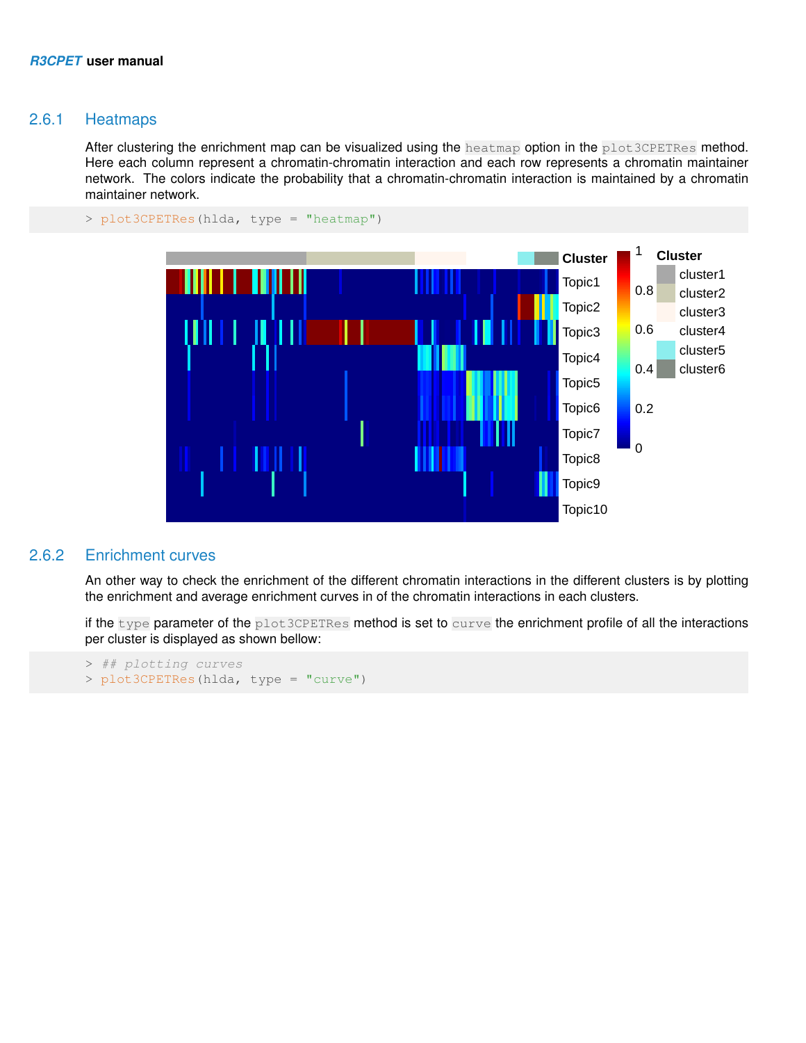### 2.6.1 Heatmaps

After clustering the enrichment map can be visualized using the `heatmap` option in the `plot3CPETRes` method. Here each column represent a chromatin-chromatin interaction and each row represents a chromatin maintainer network. The colors indicate the probability that a chromatin-chromatin interaction is maintained by a chromatin maintainer network.

```
> plot3CPETRes(hlda, type = "heatmap")
```

### 2.6.2 Enrichment curves

An other way to check the enrichment of the different chromatin interactions in the different clusters is by plotting the enrichment and average enrichment curves in of the chromatin interactions in each clusters.

if the `type` parameter of the `plot3CPETRes` method is set to `curve` the enrichment profile of all the interactions per cluster is displayed as shown bellow:

```
> ## plotting curves
> plot3CPETRes(hlda, type = "curve")
```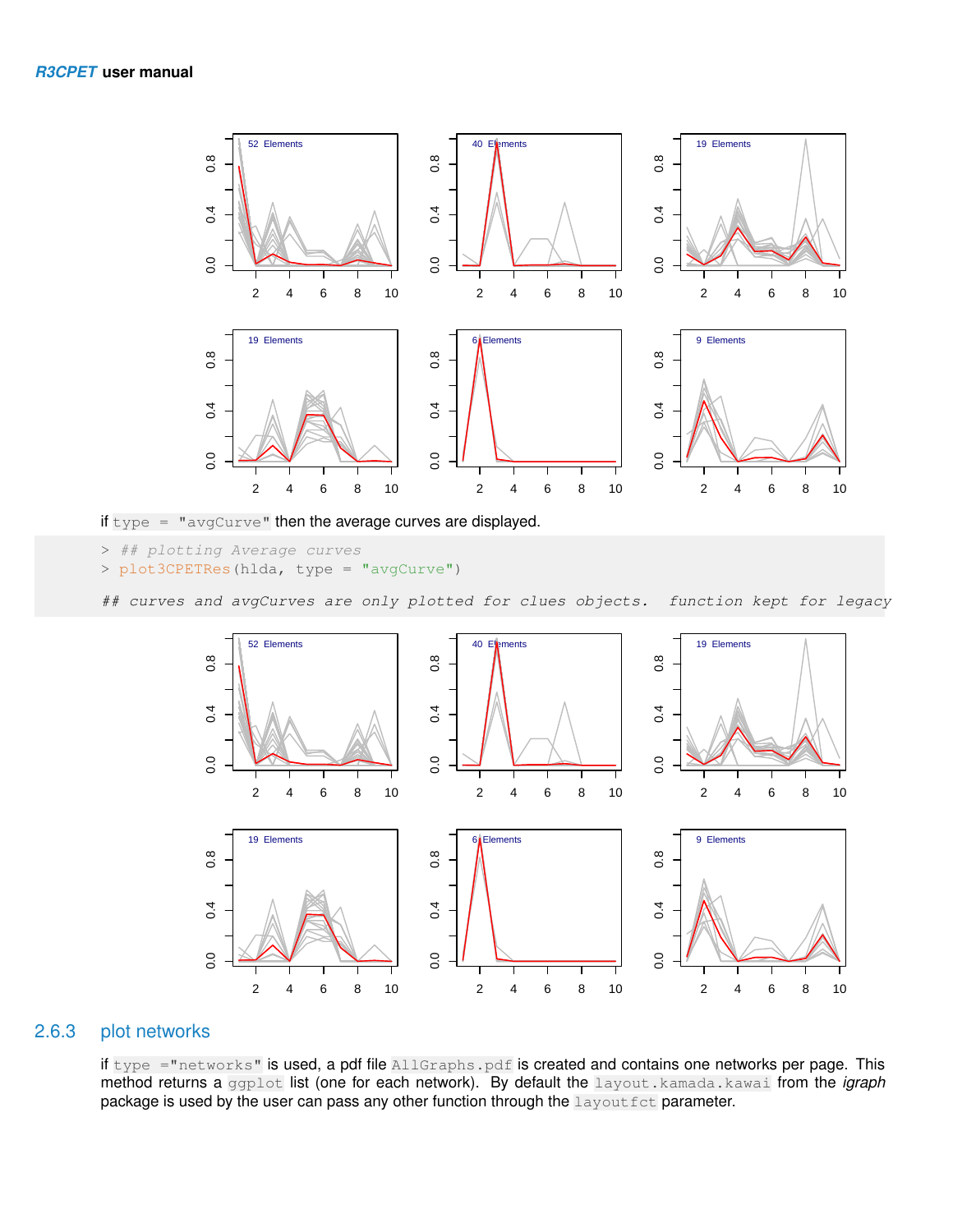if `type = "avgCurve"` then the average curves are displayed.

```
> ## plotting Average curves
> plot3CPETRes(hlda, type = "avgCurve")

## curves and avgCurves are only plotted for clues objects.  function kept for legacy
```

### 2.6.3 plot networks

if `type ="networks"` is used, a pdf file `AllGraphs.pdf` is created and contains one networks per page. This method returns a `ggplot` list (one for each network). By default the `layout.kamada.kawai` from the *igraph* package is used by the user can pass any other function through the `layoutfct` parameter.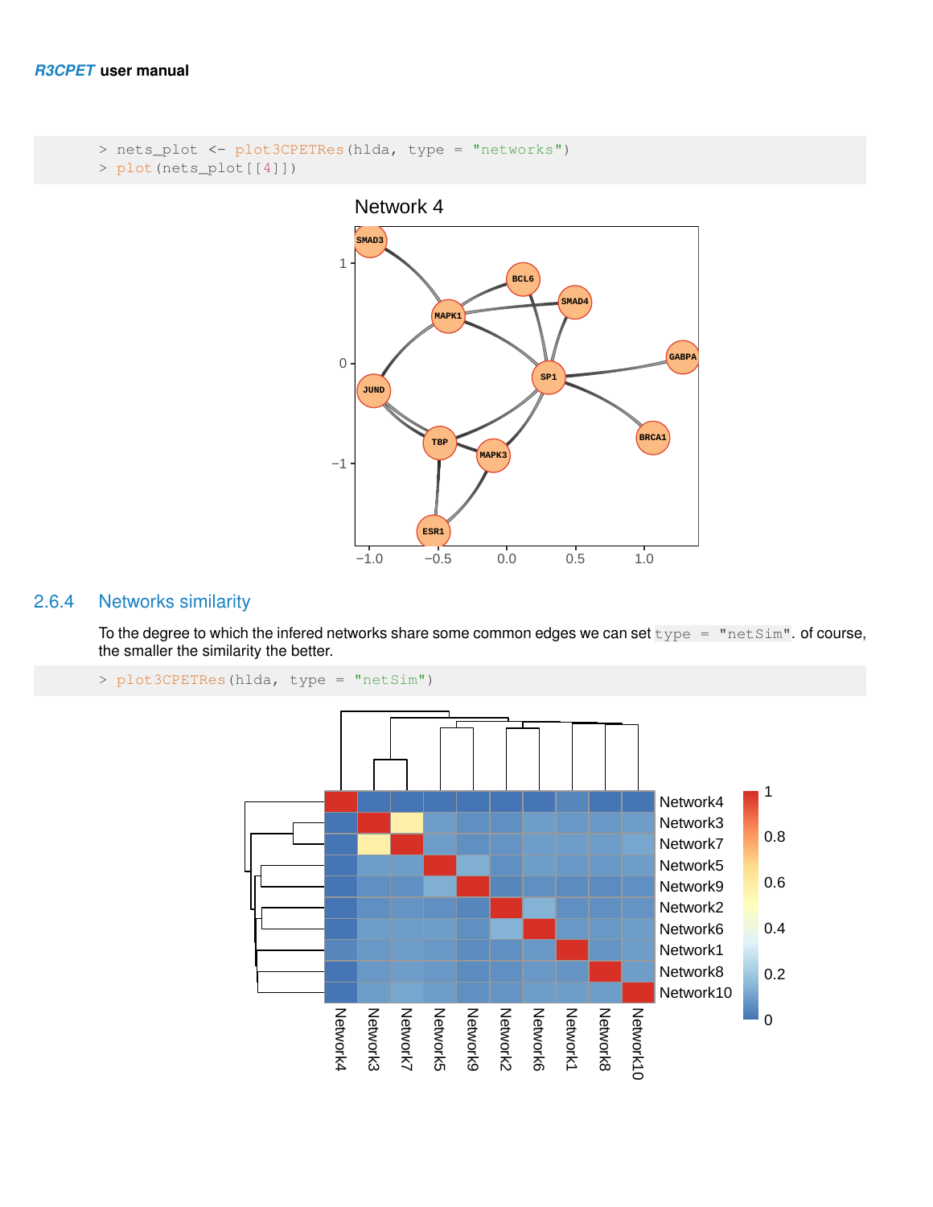```
> nets_plot <- plot3CPETRes(hlda, type = "networks")
> plot(nets_plot[[4]])
```

### 2.6.4 Networks similarity

To the degree to which the infered networks share some common edges we can set `type = "netSim"`. of course, the smaller the similarity the better.

```
> plot3CPETRes(hlda, type = "netSim")
```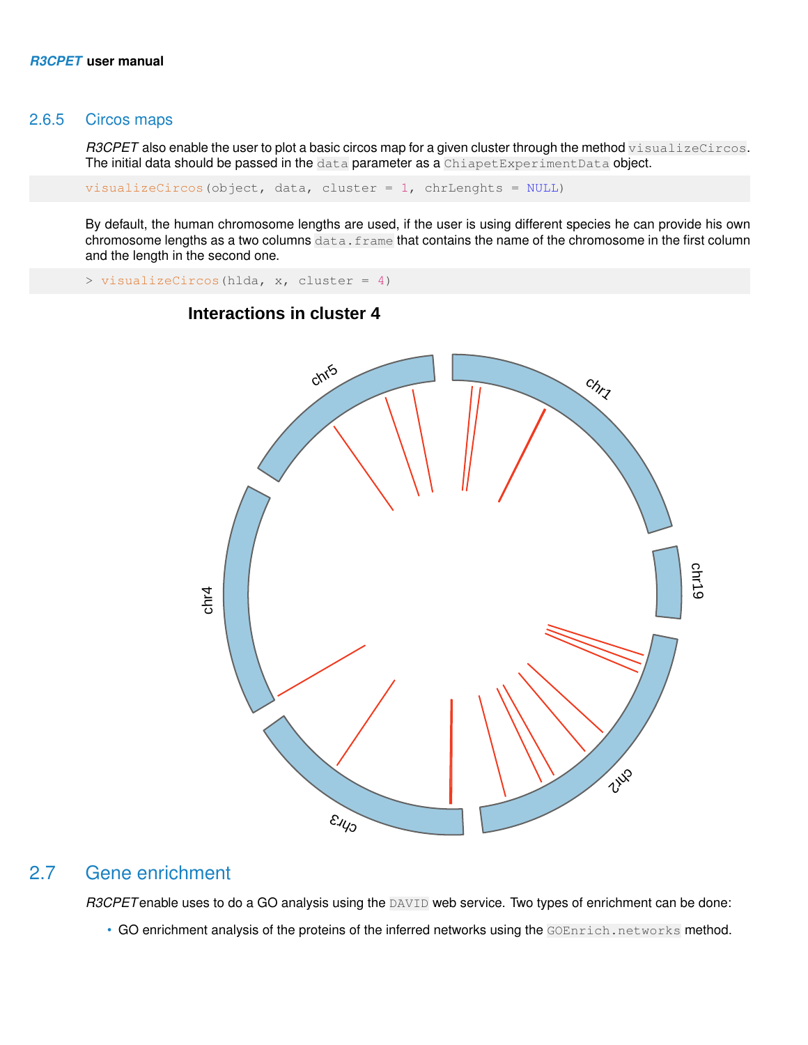### 2.6.5 Circos maps

*R3CPET* also enable the user to plot a basic circos map for a given cluster through the method `visualizeCircos`. The initial data should be passed in the `data` parameter as a `ChiapetExperimentData` object.

```
visualizeCircos(object, data, cluster = 1, chrLenghts = NULL)
```

By default, the human chromosome lengths are used, if the user is using different species he can provide his own chromosome lengths as a two columns `data.frame` that contains the name of the chromosome in the first column and the length in the second one.

```
> visualizeCircos(hlda, x, cluster = 4)
```

## 2.7 Gene enrichment

*R3CPET* enable uses to do a GO analysis using the `DAVID` web service. Two types of enrichment can be done:

- GO enrichment analysis of the proteins of the inferred networks using the `GOEnrich.networks` method.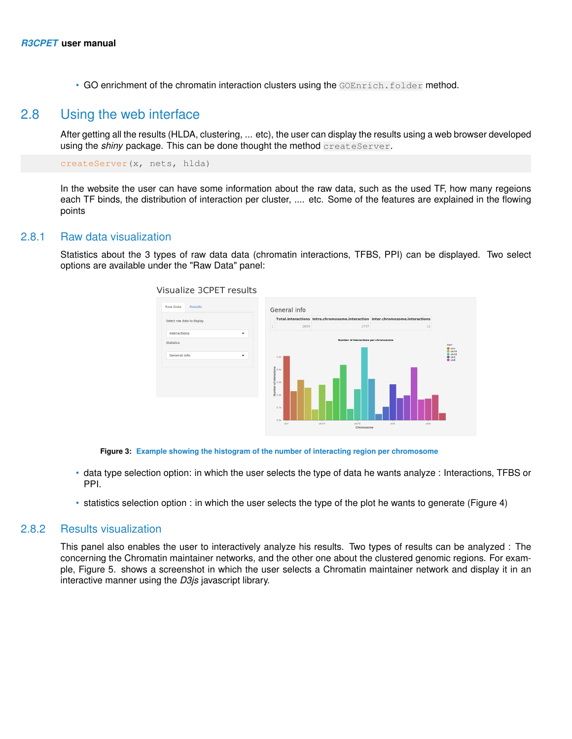- GO enrichment of the chromatin interaction clusters using the `GOEnrich.folder` method.

## 2.8 Using the web interface

After getting all the results (HLDA, clustering, ... etc), the user can display the results using a web browser developed using the *shiny* package. This can be done thought the method `createServer`.

```
createServer(x, nets, hlda)
```

In the website the user can have some information about the raw data, such as the used TF, how many regeions each TF binds, the distribution of interaction per cluster, .... etc. Some of the features are explained in the flowing points

### 2.8.1 Raw data visualization

Statistics about the 3 types of raw data data (chromatin interactions, TFBS, PPI) can be displayed. Two select options are available under the "Raw Data" panel:

**Figure 3:** Example showing the histogram of the number of interacting region per chromosome

- data type selection option: in which the user selects the type of data he wants analyze : Interactions, TFBS or PPI.
- statistics selection option : in which the user selects the type of the plot he wants to generate (Figure 4)

### 2.8.2 Results visualization

This panel also enables the user to interactively analyze his results. Two types of results can be analyzed : The concerning the Chromatin maintainer networks, and the other one about the clustered genomic regions. For example, Figure 5. shows a screenshot in which the user selects a Chromatin maintainer network and display it in an interactive manner using the *D3js* javascript library.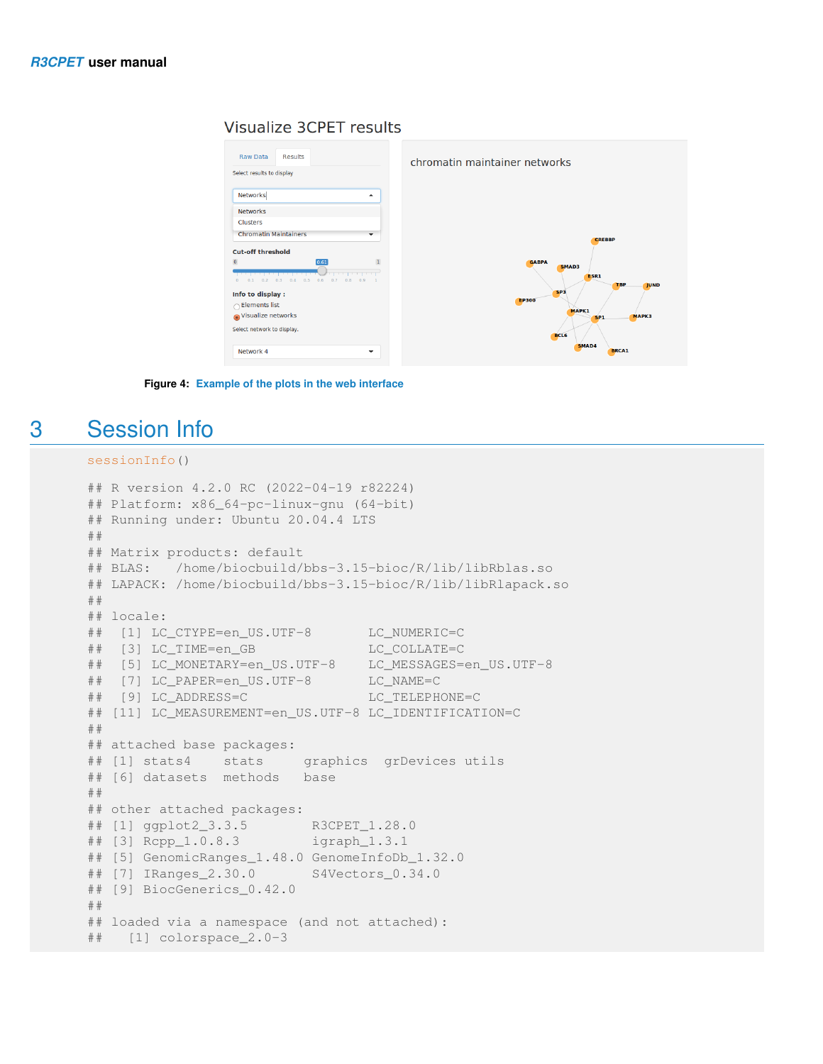Figure 4: Example of the plots in the web interface

# 3 Session Info

```
sessionInfo()

## R version 4.2.0 RC (2022-04-19 r82224)
## Platform: x86_64-pc-linux-gnu (64-bit)
## Running under: Ubuntu 20.04.4 LTS
##
## Matrix products: default
## BLAS:   /home/biocbuild/bbs-3.15-bioc/R/lib/libRblas.so
## LAPACK: /home/biocbuild/bbs-3.15-bioc/R/lib/libRlapack.so
##
## locale:
##  [1] LC_CTYPE=en_US.UTF-8       LC_NUMERIC=C
##  [3] LC_TIME=en_GB              LC_COLLATE=C
##  [5] LC_MONETARY=en_US.UTF-8    LC_MESSAGES=en_US.UTF-8
##  [7] LC_PAPER=en_US.UTF-8       LC_NAME=C
##  [9] LC_ADDRESS=C               LC_TELEPHONE=C
## [11] LC_MEASUREMENT=en_US.UTF-8 LC_IDENTIFICATION=C
##
## attached base packages:
## [1] stats4    stats     graphics  grDevices utils
## [6] datasets  methods   base
##
## other attached packages:
## [1] ggplot2_3.3.5         R3CPET_1.28.0
## [3] Rcpp_1.0.8.3          igraph_1.3.1
## [5] GenomicRanges_1.48.0 GenomeInfoDb_1.32.0
## [7] IRanges_2.30.0        S4Vectors_0.34.0
## [9] BiocGenerics_0.42.0
##
## loaded via a namespace (and not attached):
##   [1] colorspace_2.0-3
```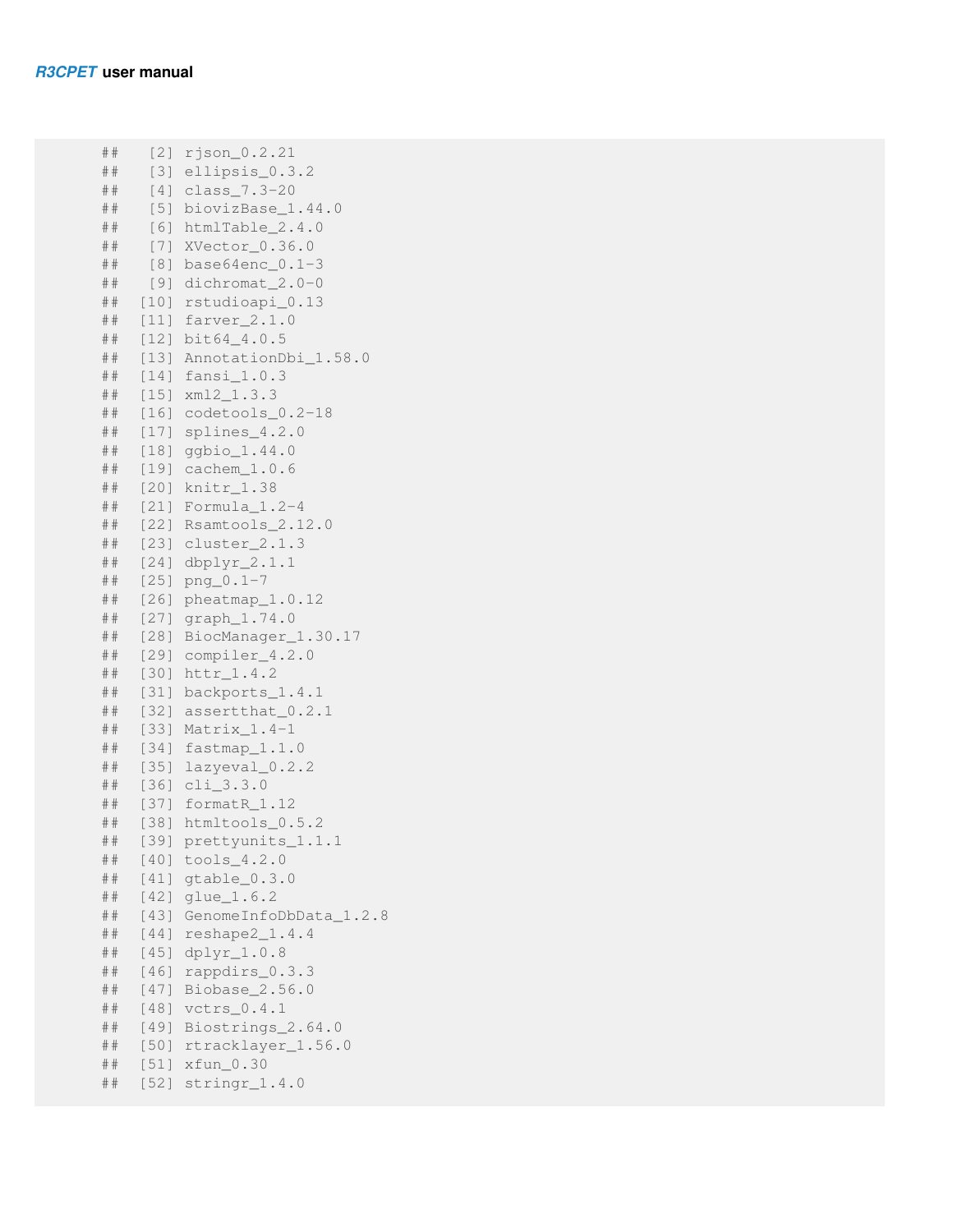```
##   [2] rjson_0.2.21
##   [3] ellipsis_0.3.2
##   [4] class_7.3-20
##   [5] biovizBase_1.44.0
##   [6] htmlTable_2.4.0
##   [7] XVector_0.36.0
##   [8] base64enc_0.1-3
##   [9] dichromat_2.0-0
##  [10] rstudioapi_0.13
##  [11] farver_2.1.0
##  [12] bit64_4.0.5
##  [13] AnnotationDbi_1.58.0
##  [14] fansi_1.0.3
##  [15] xml2_1.3.3
##  [16] codetools_0.2-18
##  [17] splines_4.2.0
##  [18] ggbio_1.44.0
##  [19] cachem_1.0.6
##  [20] knitr_1.38
##  [21] Formula_1.2-4
##  [22] Rsamtools_2.12.0
##  [23] cluster_2.1.3
##  [24] dbplyr_2.1.1
##  [25] png_0.1-7
##  [26] pheatmap_1.0.12
##  [27] graph_1.74.0
##  [28] BiocManager_1.30.17
##  [29] compiler_4.2.0
##  [30] httr_1.4.2
##  [31] backports_1.4.1
##  [32] assertthat_0.2.1
##  [33] Matrix_1.4-1
##  [34] fastmap_1.1.0
##  [35] lazyeval_0.2.2
##  [36] cli_3.3.0
##  [37] formatR_1.12
##  [38] htmltools_0.5.2
##  [39] prettyunits_1.1.1
##  [40] tools_4.2.0
##  [41] gtable_0.3.0
##  [42] glue_1.6.2
##  [43] GenomeInfoDbData_1.2.8
##  [44] reshape2_1.4.4
##  [45] dplyr_1.0.8
##  [46] rappdirs_0.3.3
##  [47] Biobase_2.56.0
##  [48] vctrs_0.4.1
##  [49] Biostrings_2.64.0
##  [50] rtracklayer_1.56.0
##  [51] xfun_0.30
##  [52] stringr_1.4.0
```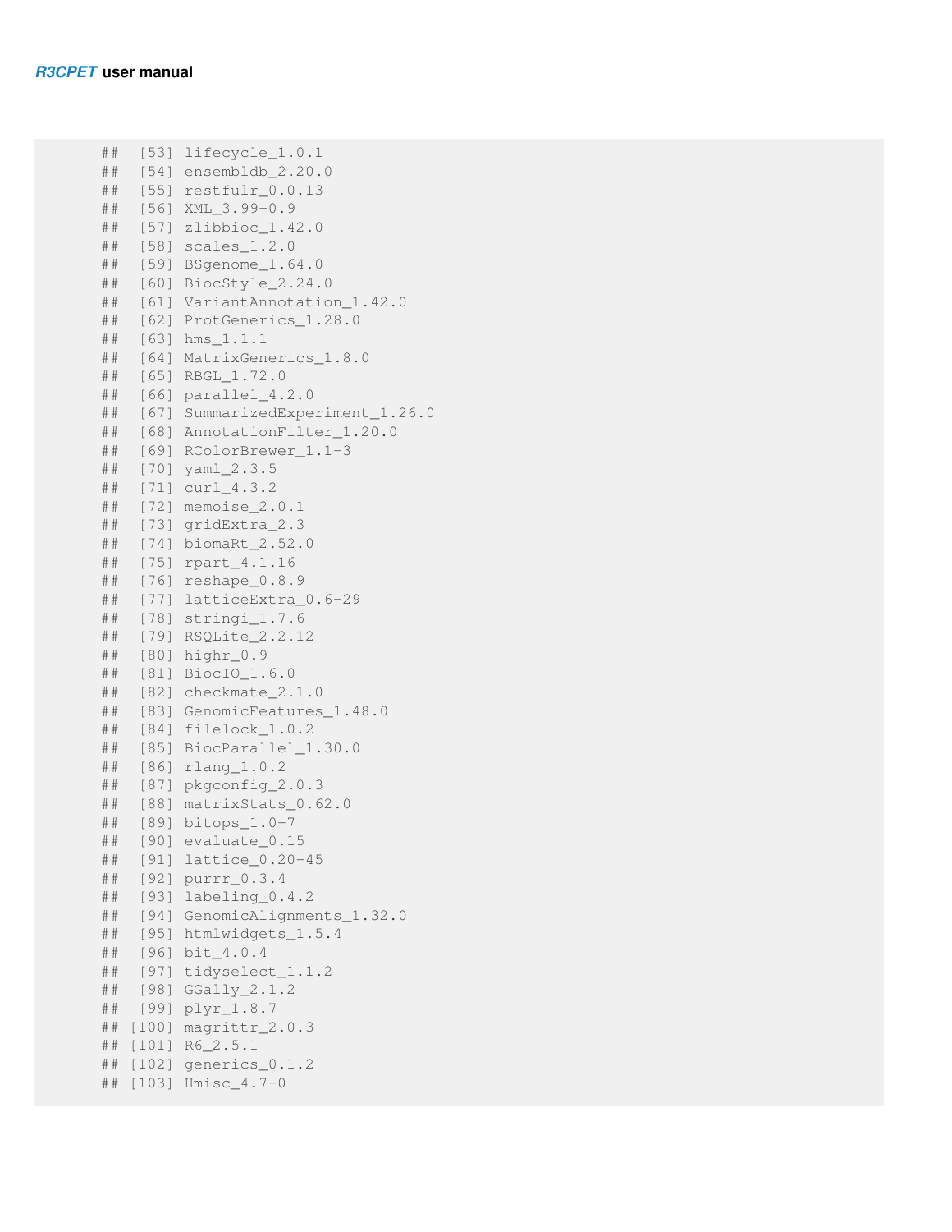```
##  [53] lifecycle_1.0.1
##  [54] ensembldb_2.20.0
##  [55] restfulr_0.0.13
##  [56] XML_3.99-0.9
##  [57] zlibbioc_1.42.0
##  [58] scales_1.2.0
##  [59] BSgenome_1.64.0
##  [60] BiocStyle_2.24.0
##  [61] VariantAnnotation_1.42.0
##  [62] ProtGenerics_1.28.0
##  [63] hms_1.1.1
##  [64] MatrixGenerics_1.8.0
##  [65] RBGL_1.72.0
##  [66] parallel_4.2.0
##  [67] SummarizedExperiment_1.26.0
##  [68] AnnotationFilter_1.20.0
##  [69] RColorBrewer_1.1-3
##  [70] yaml_2.3.5
##  [71] curl_4.3.2
##  [72] memoise_2.0.1
##  [73] gridExtra_2.3
##  [74] biomaRt_2.52.0
##  [75] rpart_4.1.16
##  [76] reshape_0.8.9
##  [77] latticeExtra_0.6-29
##  [78] stringi_1.7.6
##  [79] RSQLite_2.2.12
##  [80] highr_0.9
##  [81] BiocIO_1.6.0
##  [82] checkmate_2.1.0
##  [83] GenomicFeatures_1.48.0
##  [84] filelock_1.0.2
##  [85] BiocParallel_1.30.0
##  [86] rlang_1.0.2
##  [87] pkgconfig_2.0.3
##  [88] matrixStats_0.62.0
##  [89] bitops_1.0-7
##  [90] evaluate_0.15
##  [91] lattice_0.20-45
##  [92] purrr_0.3.4
##  [93] labeling_0.4.2
##  [94] GenomicAlignments_1.32.0
##  [95] htmlwidgets_1.5.4
##  [96] bit_4.0.4
##  [97] tidyselect_1.1.2
##  [98] GGally_2.1.2
##  [99] plyr_1.8.7
## [100] magrittr_2.0.3
## [101] R6_2.5.1
## [102] generics_0.1.2
## [103] Hmisc_4.7-0
```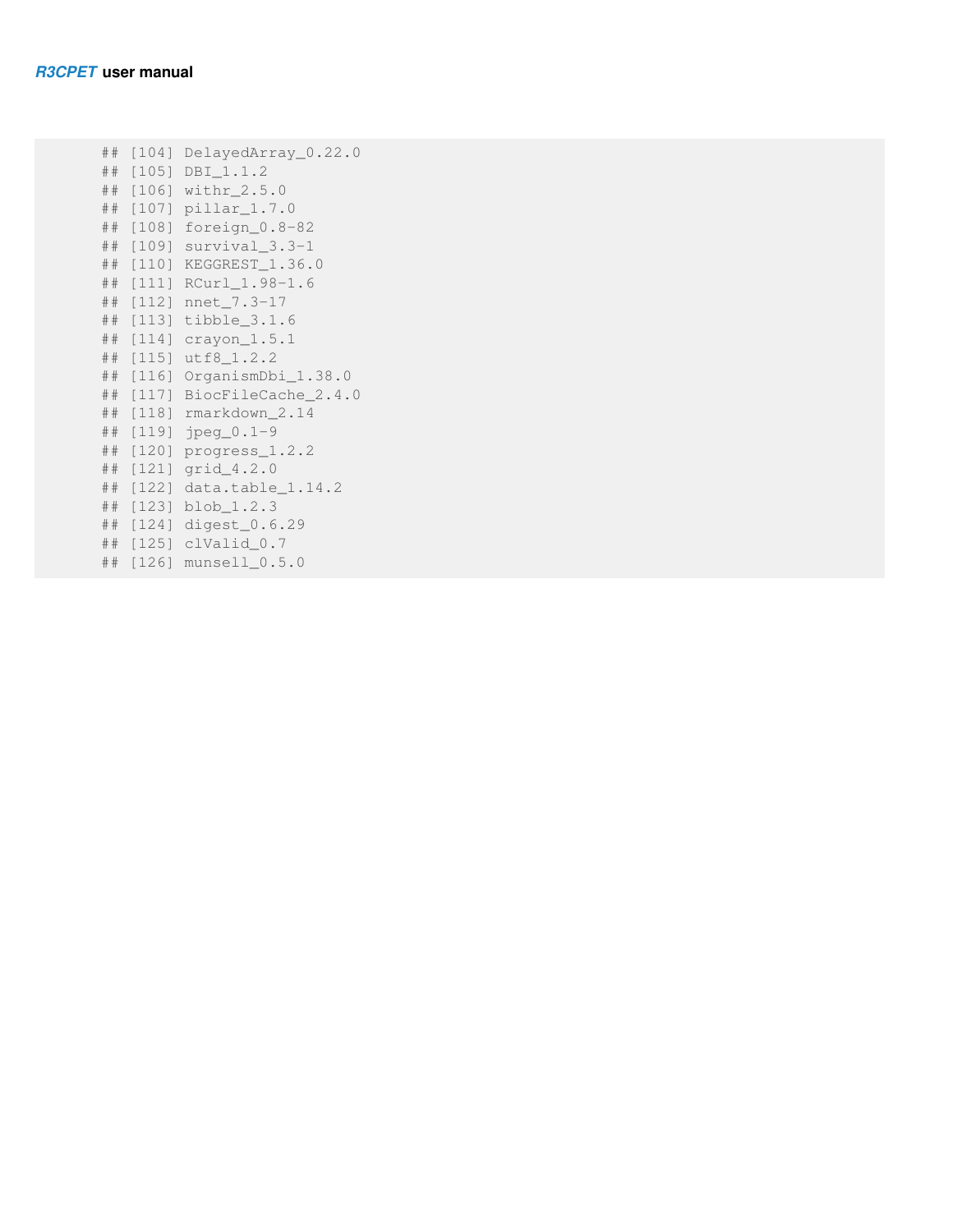```
## [104] DelayedArray_0.22.0
## [105] DBI_1.1.2
## [106] withr_2.5.0
## [107] pillar_1.7.0
## [108] foreign_0.8-82
## [109] survival_3.3-1
## [110] KEGGREST_1.36.0
## [111] RCurl_1.98-1.6
## [112] nnet_7.3-17
## [113] tibble_3.1.6
## [114] crayon_1.5.1
## [115] utf8_1.2.2
## [116] OrganismDbi_1.38.0
## [117] BiocFileCache_2.4.0
## [118] rmarkdown_2.14
## [119] jpeg_0.1-9
## [120] progress_1.2.2
## [121] grid_4.2.0
## [122] data.table_1.14.2
## [123] blob_1.2.3
## [124] digest_0.6.29
## [125] clValid_0.7
## [126] munsell_0.5.0
```